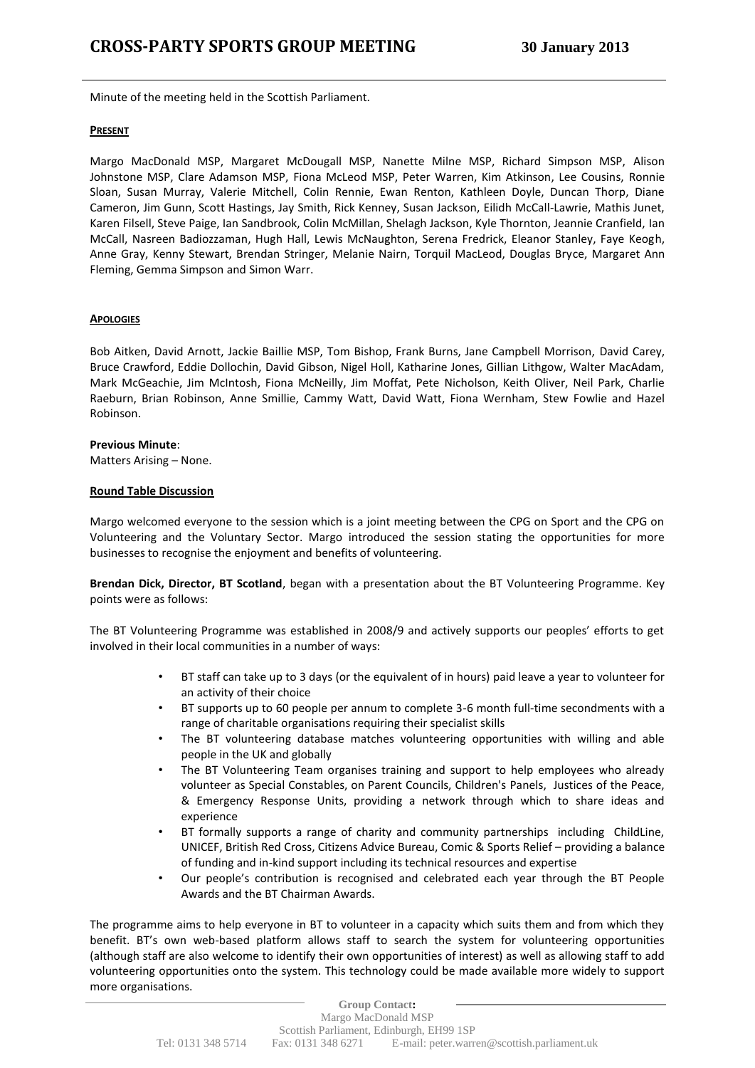# CROSS-PARTY SPORTS GROUP MEETING 30 January 2013

Minute of the meeting held in the Scottish Parliament.

**PRESENT**

Margo MacDonald MSP, Margaret McDougall MSP, Nanette Milne MSP, Richard Simpson MSP, Alison Johnstone MSP, Clare Adamson MSP, Fiona McLeod MSP, Peter Warren, Kim Atkinson, Lee Cousins, Ronnie Sloan, Susan Murray, Valerie Mitchell, Colin Rennie, Ewan Renton, Kathleen Doyle, Duncan Thorp, Diane Cameron, Jim Gunn, Scott Hastings, Jay Smith, Rick Kenney, Susan Jackson, Eilidh McCall-Lawrie, Mathis Junet, Karen Filsell, Steve Paige, Ian Sandbrook, Colin McMillan, Shelagh Jackson, Kyle Thornton, Jeannie Cranfield, Ian McCall, Nasreen Badiozzaman, Hugh Hall, Lewis McNaughton, Serena Fredrick, Eleanor Stanley, Faye Keogh, Anne Gray, Kenny Stewart, Brendan Stringer, Melanie Nairn, Torquil MacLeod, Douglas Bryce, Margaret Ann Fleming, Gemma Simpson and Simon Warr.

**APOLOGIES**

Bob Aitken, David Arnott, Jackie Baillie MSP, Tom Bishop, Frank Burns, Jane Campbell Morrison, David Carey, Bruce Crawford, Eddie Dollochin, David Gibson, Nigel Holl, Katharine Jones, Gillian Lithgow, Walter MacAdam, Mark McGeachie, Jim McIntosh, Fiona McNeilly, Jim Moffat, Pete Nicholson, Keith Oliver, Neil Park, Charlie Raeburn, Brian Robinson, Anne Smillie, Cammy Watt, David Watt, Fiona Wernham, Stew Fowlie and Hazel Robinson.

**Previous Minute**:
Matters Arising – None.

**Round Table Discussion**

Margo welcomed everyone to the session which is a joint meeting between the CPG on Sport and the CPG on Volunteering and the Voluntary Sector. Margo introduced the session stating the opportunities for more businesses to recognise the enjoyment and benefits of volunteering.

**Brendan Dick, Director, BT Scotland**, began with a presentation about the BT Volunteering Programme. Key points were as follows:

The BT Volunteering Programme was established in 2008/9 and actively supports our peoples' efforts to get involved in their local communities in a number of ways:

- BT staff can take up to 3 days (or the equivalent of in hours) paid leave a year to volunteer for an activity of their choice
- BT supports up to 60 people per annum to complete 3-6 month full-time secondments with a range of charitable organisations requiring their specialist skills
- The BT volunteering database matches volunteering opportunities with willing and able people in the UK and globally
- The BT Volunteering Team organises training and support to help employees who already volunteer as Special Constables, on Parent Councils, Children's Panels, Justices of the Peace, & Emergency Response Units, providing a network through which to share ideas and experience
- BT formally supports a range of charity and community partnerships including ChildLine, UNICEF, British Red Cross, Citizens Advice Bureau, Comic & Sports Relief – providing a balance of funding and in-kind support including its technical resources and expertise
- Our people's contribution is recognised and celebrated each year through the BT People Awards and the BT Chairman Awards.

The programme aims to help everyone in BT to volunteer in a capacity which suits them and from which they benefit. BT's own web-based platform allows staff to search the system for volunteering opportunities (although staff are also welcome to identify their own opportunities of interest) as well as allowing staff to add volunteering opportunities onto the system. This technology could be made available more widely to support more organisations.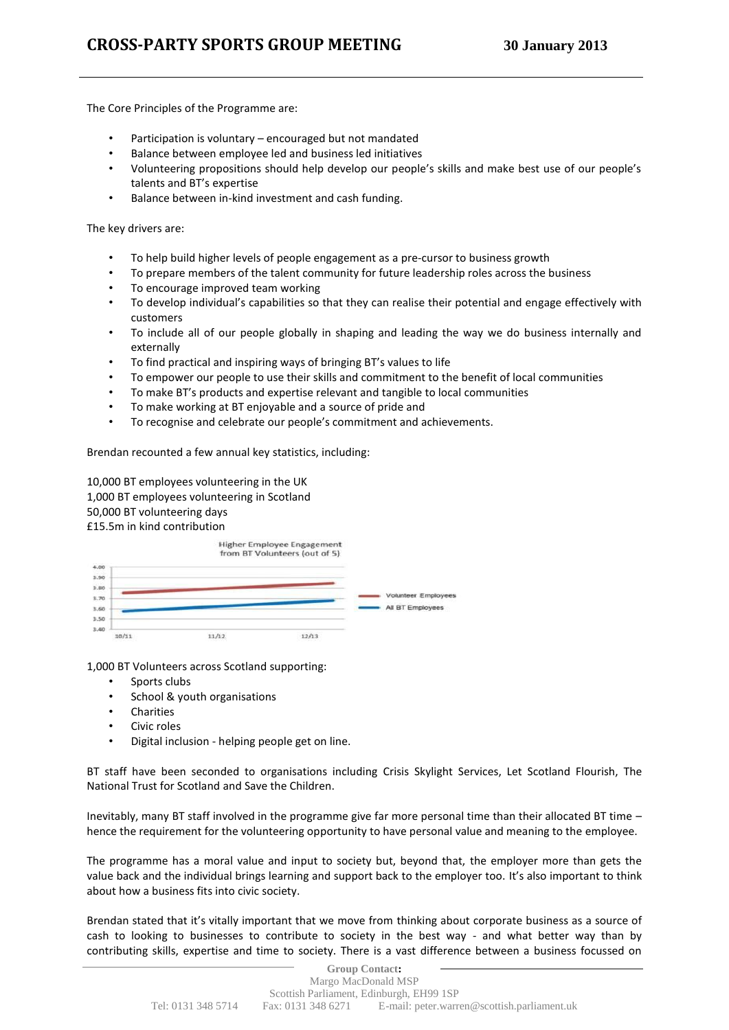The Core Principles of the Programme are:

- Participation is voluntary – encouraged but not mandated
- Balance between employee led and business led initiatives
- Volunteering propositions should help develop our people's skills and make best use of our people's talents and BT's expertise
- Balance between in-kind investment and cash funding.

The key drivers are:

- To help build higher levels of people engagement as a pre-cursor to business growth
- To prepare members of the talent community for future leadership roles across the business
- To encourage improved team working
- To develop individual's capabilities so that they can realise their potential and engage effectively with customers
- To include all of our people globally in shaping and leading the way we do business internally and externally
- To find practical and inspiring ways of bringing BT's values to life
- To empower our people to use their skills and commitment to the benefit of local communities
- To make BT's products and expertise relevant and tangible to local communities
- To make working at BT enjoyable and a source of pride and
- To recognise and celebrate our people's commitment and achievements.

Brendan recounted a few annual key statistics, including:

10,000 BT employees volunteering in the UK
1,000 BT employees volunteering in Scotland
50,000 BT volunteering days
£15.5m in kind contribution

Higher Employee Engagement from BT Volunteers (out of 5)

1,000 BT Volunteers across Scotland supporting:

- Sports clubs
- School & youth organisations
- Charities
- Civic roles
- Digital inclusion - helping people get on line.

BT staff have been seconded to organisations including Crisis Skylight Services, Let Scotland Flourish, The National Trust for Scotland and Save the Children.

Inevitably, many BT staff involved in the programme give far more personal time than their allocated BT time – hence the requirement for the volunteering opportunity to have personal value and meaning to the employee.

The programme has a moral value and input to society but, beyond that, the employer more than gets the value back and the individual brings learning and support back to the employer too. It's also important to think about how a business fits into civic society.

Brendan stated that it's vitally important that we move from thinking about corporate business as a source of cash to looking to businesses to contribute to society in the best way - and what better way than by contributing skills, expertise and time to society. There is a vast difference between a business focussed on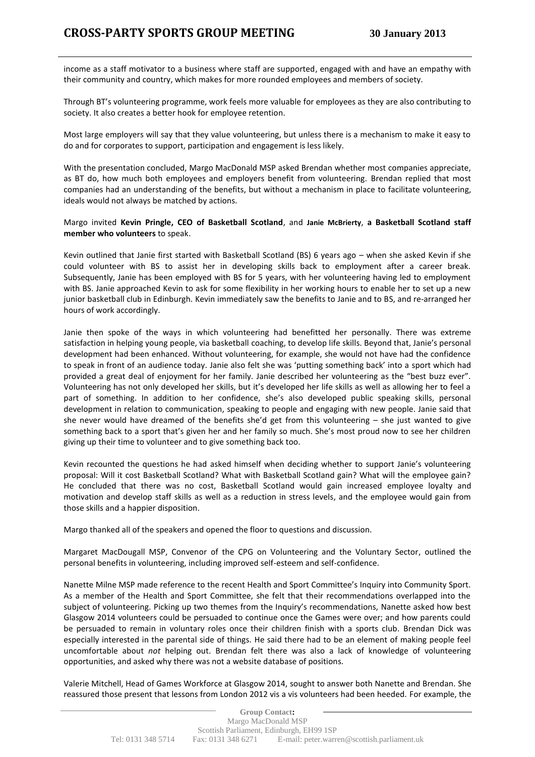income as a staff motivator to a business where staff are supported, engaged with and have an empathy with their community and country, which makes for more rounded employees and members of society.

Through BT's volunteering programme, work feels more valuable for employees as they are also contributing to society. It also creates a better hook for employee retention.

Most large employers will say that they value volunteering, but unless there is a mechanism to make it easy to do and for corporates to support, participation and engagement is less likely.

With the presentation concluded, Margo MacDonald MSP asked Brendan whether most companies appreciate, as BT do, how much both employees and employers benefit from volunteering. Brendan replied that most companies had an understanding of the benefits, but without a mechanism in place to facilitate volunteering, ideals would not always be matched by actions.

Margo invited **Kevin Pringle, CEO of Basketball Scotland**, and **Janie McBrierty**, **a Basketball Scotland staff member who volunteers** to speak.

Kevin outlined that Janie first started with Basketball Scotland (BS) 6 years ago – when she asked Kevin if she could volunteer with BS to assist her in developing skills back to employment after a career break. Subsequently, Janie has been employed with BS for 5 years, with her volunteering having led to employment with BS. Janie approached Kevin to ask for some flexibility in her working hours to enable her to set up a new junior basketball club in Edinburgh. Kevin immediately saw the benefits to Janie and to BS, and re-arranged her hours of work accordingly.

Janie then spoke of the ways in which volunteering had benefitted her personally. There was extreme satisfaction in helping young people, via basketball coaching, to develop life skills. Beyond that, Janie's personal development had been enhanced. Without volunteering, for example, she would not have had the confidence to speak in front of an audience today. Janie also felt she was 'putting something back' into a sport which had provided a great deal of enjoyment for her family. Janie described her volunteering as the "best buzz ever". Volunteering has not only developed her skills, but it's developed her life skills as well as allowing her to feel a part of something. In addition to her confidence, she's also developed public speaking skills, personal development in relation to communication, speaking to people and engaging with new people. Janie said that she never would have dreamed of the benefits she'd get from this volunteering – she just wanted to give something back to a sport that's given her and her family so much. She's most proud now to see her children giving up their time to volunteer and to give something back too.

Kevin recounted the questions he had asked himself when deciding whether to support Janie's volunteering proposal: Will it cost Basketball Scotland? What with Basketball Scotland gain? What will the employee gain? He concluded that there was no cost, Basketball Scotland would gain increased employee loyalty and motivation and develop staff skills as well as a reduction in stress levels, and the employee would gain from those skills and a happier disposition.

Margo thanked all of the speakers and opened the floor to questions and discussion.

Margaret MacDougall MSP, Convenor of the CPG on Volunteering and the Voluntary Sector, outlined the personal benefits in volunteering, including improved self-esteem and self-confidence.

Nanette Milne MSP made reference to the recent Health and Sport Committee's Inquiry into Community Sport. As a member of the Health and Sport Committee, she felt that their recommendations overlapped into the subject of volunteering. Picking up two themes from the Inquiry's recommendations, Nanette asked how best Glasgow 2014 volunteers could be persuaded to continue once the Games were over; and how parents could be persuaded to remain in voluntary roles once their children finish with a sports club. Brendan Dick was especially interested in the parental side of things. He said there had to be an element of making people feel uncomfortable about *not* helping out. Brendan felt there was also a lack of knowledge of volunteering opportunities, and asked why there was not a website database of positions.

Valerie Mitchell, Head of Games Workforce at Glasgow 2014, sought to answer both Nanette and Brendan. She reassured those present that lessons from London 2012 vis a vis volunteers had been heeded. For example, the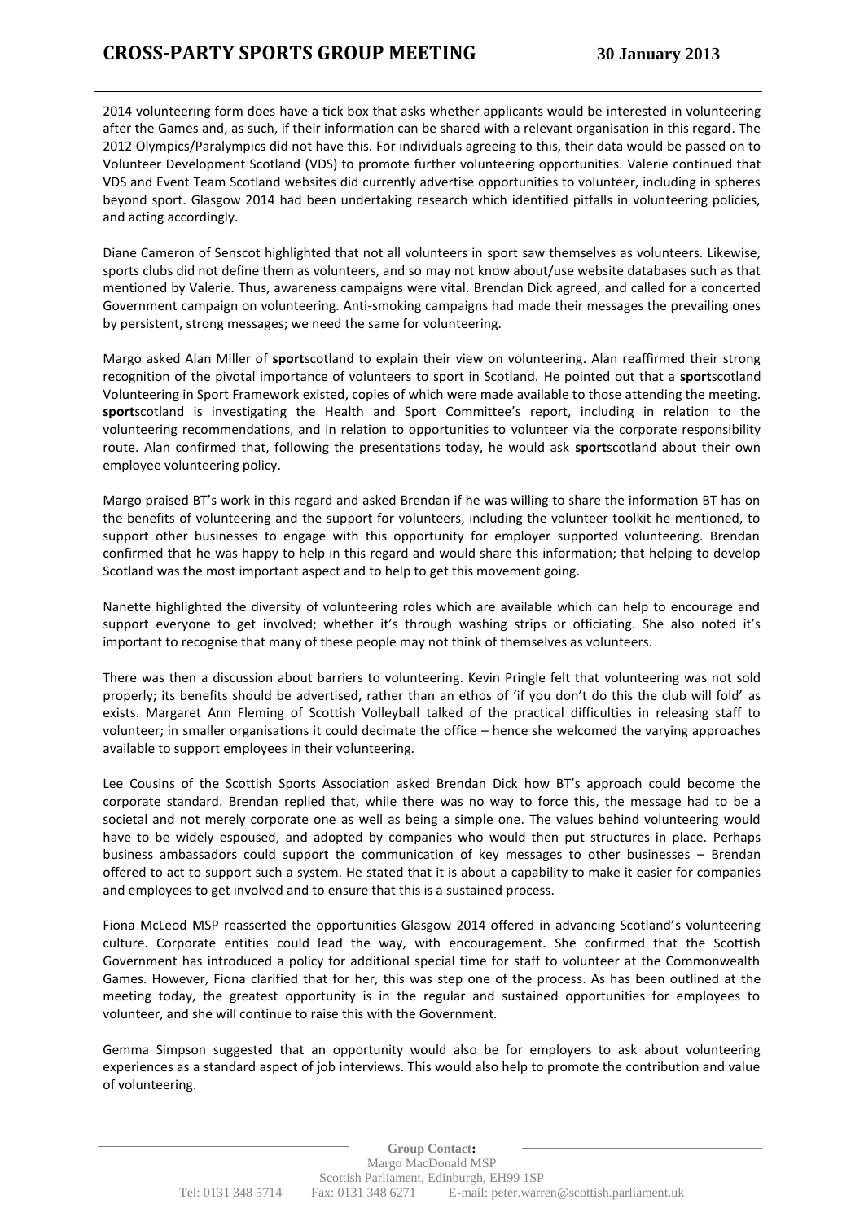2014 volunteering form does have a tick box that asks whether applicants would be interested in volunteering after the Games and, as such, if their information can be shared with a relevant organisation in this regard. The 2012 Olympics/Paralympics did not have this. For individuals agreeing to this, their data would be passed on to Volunteer Development Scotland (VDS) to promote further volunteering opportunities. Valerie continued that VDS and Event Team Scotland websites did currently advertise opportunities to volunteer, including in spheres beyond sport. Glasgow 2014 had been undertaking research which identified pitfalls in volunteering policies, and acting accordingly.

Diane Cameron of Senscot highlighted that not all volunteers in sport saw themselves as volunteers. Likewise, sports clubs did not define them as volunteers, and so may not know about/use website databases such as that mentioned by Valerie. Thus, awareness campaigns were vital. Brendan Dick agreed, and called for a concerted Government campaign on volunteering. Anti-smoking campaigns had made their messages the prevailing ones by persistent, strong messages; we need the same for volunteering.

Margo asked Alan Miller of **sport**scotland to explain their view on volunteering. Alan reaffirmed their strong recognition of the pivotal importance of volunteers to sport in Scotland. He pointed out that a **sport**scotland Volunteering in Sport Framework existed, copies of which were made available to those attending the meeting. **sport**scotland is investigating the Health and Sport Committee's report, including in relation to the volunteering recommendations, and in relation to opportunities to volunteer via the corporate responsibility route. Alan confirmed that, following the presentations today, he would ask **sport**scotland about their own employee volunteering policy.

Margo praised BT's work in this regard and asked Brendan if he was willing to share the information BT has on the benefits of volunteering and the support for volunteers, including the volunteer toolkit he mentioned, to support other businesses to engage with this opportunity for employer supported volunteering. Brendan confirmed that he was happy to help in this regard and would share this information; that helping to develop Scotland was the most important aspect and to help to get this movement going.

Nanette highlighted the diversity of volunteering roles which are available which can help to encourage and support everyone to get involved; whether it's through washing strips or officiating. She also noted it's important to recognise that many of these people may not think of themselves as volunteers.

There was then a discussion about barriers to volunteering. Kevin Pringle felt that volunteering was not sold properly; its benefits should be advertised, rather than an ethos of 'if you don't do this the club will fold' as exists. Margaret Ann Fleming of Scottish Volleyball talked of the practical difficulties in releasing staff to volunteer; in smaller organisations it could decimate the office – hence she welcomed the varying approaches available to support employees in their volunteering.

Lee Cousins of the Scottish Sports Association asked Brendan Dick how BT's approach could become the corporate standard. Brendan replied that, while there was no way to force this, the message had to be a societal and not merely corporate one as well as being a simple one. The values behind volunteering would have to be widely espoused, and adopted by companies who would then put structures in place. Perhaps business ambassadors could support the communication of key messages to other businesses – Brendan offered to act to support such a system. He stated that it is about a capability to make it easier for companies and employees to get involved and to ensure that this is a sustained process.

Fiona McLeod MSP reasserted the opportunities Glasgow 2014 offered in advancing Scotland's volunteering culture. Corporate entities could lead the way, with encouragement. She confirmed that the Scottish Government has introduced a policy for additional special time for staff to volunteer at the Commonwealth Games. However, Fiona clarified that for her, this was step one of the process. As has been outlined at the meeting today, the greatest opportunity is in the regular and sustained opportunities for employees to volunteer, and she will continue to raise this with the Government.

Gemma Simpson suggested that an opportunity would also be for employers to ask about volunteering experiences as a standard aspect of job interviews. This would also help to promote the contribution and value of volunteering.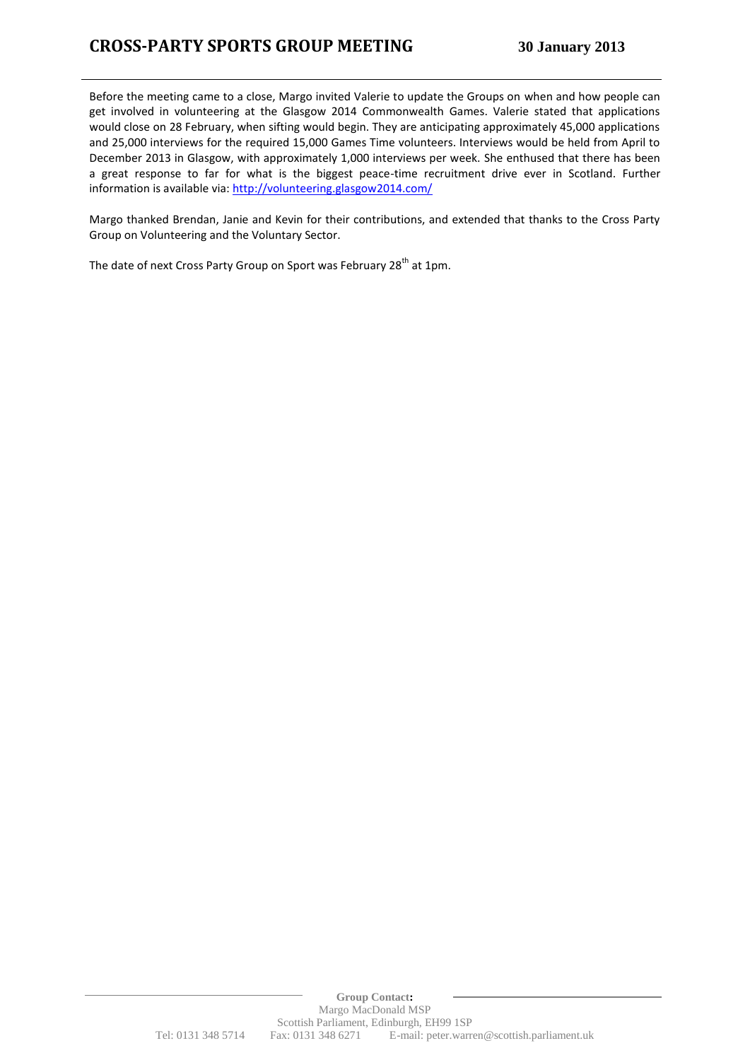Before the meeting came to a close, Margo invited Valerie to update the Groups on when and how people can get involved in volunteering at the Glasgow 2014 Commonwealth Games. Valerie stated that applications would close on 28 February, when sifting would begin. They are anticipating approximately 45,000 applications and 25,000 interviews for the required 15,000 Games Time volunteers. Interviews would be held from April to December 2013 in Glasgow, with approximately 1,000 interviews per week. She enthused that there has been a great response to far for what is the biggest peace-time recruitment drive ever in Scotland. Further information is available via: http://volunteering.glasgow2014.com/

Margo thanked Brendan, Janie and Kevin for their contributions, and extended that thanks to the Cross Party Group on Volunteering and the Voluntary Sector.

The date of next Cross Party Group on Sport was February 28th at 1pm.